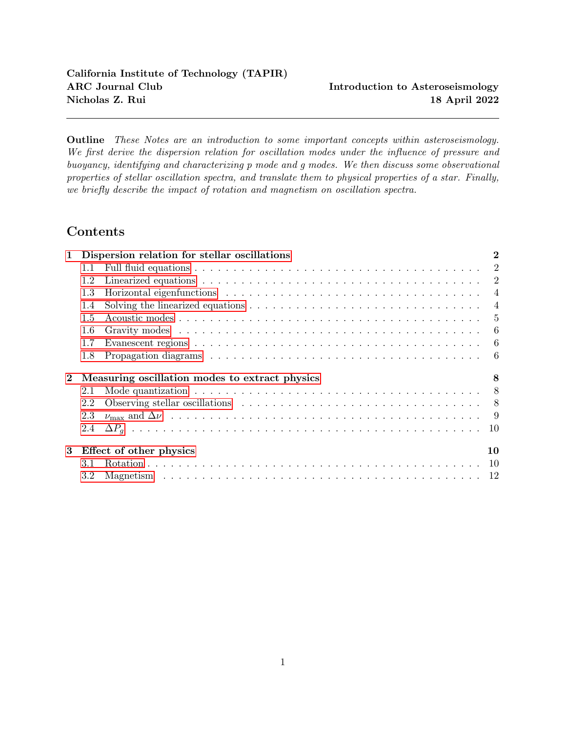**California Institute of Technology (TAPIR)**
**ARC Journal Club** — **Introduction to Asteroseismology**
**Nicholas Z. Rui** — **18 April 2022**

---

**Outline** *These Notes are an introduction to some important concepts within asteroseismology. We first derive the dispersion relation for oscillation modes under the influence of pressure and buoyancy, identifying and characterizing p mode and g modes. We then discuss some observational properties of stellar oscillation spectra, and translate them to physical properties of a star. Finally, we briefly describe the impact of rotation and magnetism on oscillation spectra.*

## Contents

**1 Dispersion relation for stellar oscillations** — **2**
- 1.1 Full fluid equations — 2
- 1.2 Linearized equations — 2
- 1.3 Horizontal eigenfunctions — 4
- 1.4 Solving the linearized equations — 4
- 1.5 Acoustic modes — 5
- 1.6 Gravity modes — 6
- 1.7 Evanescent regions — 6
- 1.8 Propagation diagrams — 6

**2 Measuring oscillation modes to extract physics** — **8**
- 2.1 Mode quantization — 8
- 2.2 Observing stellar oscillations — 8
- 2.3 $\nu_{\mathrm{max}}$ and $\Delta\nu$ — 9
- 2.4 $\Delta P_g$ — 10

**3 Effect of other physics** — **10**
- 3.1 Rotation — 10
- 3.2 Magnetism — 12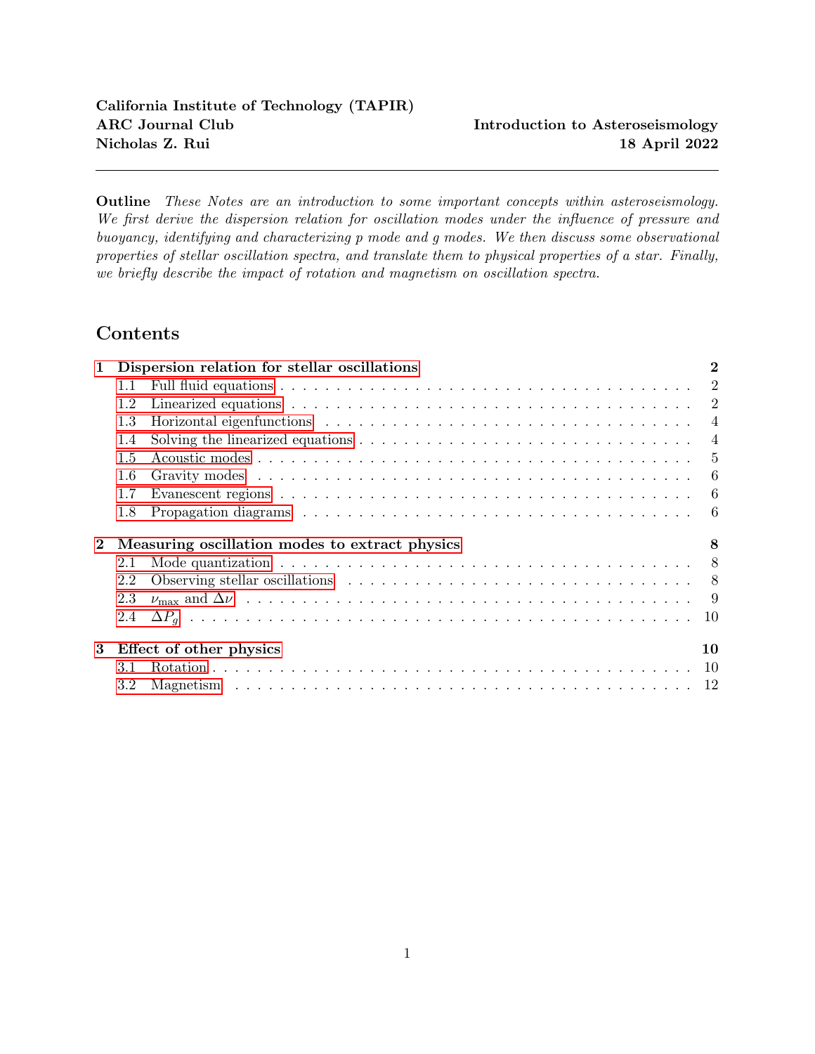California Institute of Technology (TAPIR)
ARC Journal Club
Nicholas Z. Rui

Introduction to Asteroseismology
18 April 2022

---

**Outline** *These Notes are an introduction to some important concepts within asteroseismology. We first derive the dispersion relation for oscillation modes under the influence of pressure and buoyancy, identifying and characterizing p mode and g modes. We then discuss some observational properties of stellar oscillation spectra, and translate them to physical properties of a star. Finally, we briefly describe the impact of rotation and magnetism on oscillation spectra.*

# Contents

**1 Dispersion relation for stellar oscillations** . . . . . . . . . . **2**
- 1.1 Full fluid equations . . . . . . . . . . 2
- 1.2 Linearized equations . . . . . . . . . . 2
- 1.3 Horizontal eigenfunctions . . . . . . . . . . 4
- 1.4 Solving the linearized equations . . . . . . . . . . 4
- 1.5 Acoustic modes . . . . . . . . . . 5
- 1.6 Gravity modes . . . . . . . . . . 6
- 1.7 Evanescent regions . . . . . . . . . . 6
- 1.8 Propagation diagrams . . . . . . . . . . 6

**2 Measuring oscillation modes to extract physics** . . . . . . . . . . **8**
- 2.1 Mode quantization . . . . . . . . . . 8
- 2.2 Observing stellar oscillations . . . . . . . . . . 8
- 2.3 $\nu_{\rm max}$ and $\Delta\nu$ . . . . . . . . . . 9
- 2.4 $\Delta P_g$ . . . . . . . . . . 10

**3 Effect of other physics** . . . . . . . . . . **10**
- 3.1 Rotation . . . . . . . . . . 10
- 3.2 Magnetism . . . . . . . . . . 12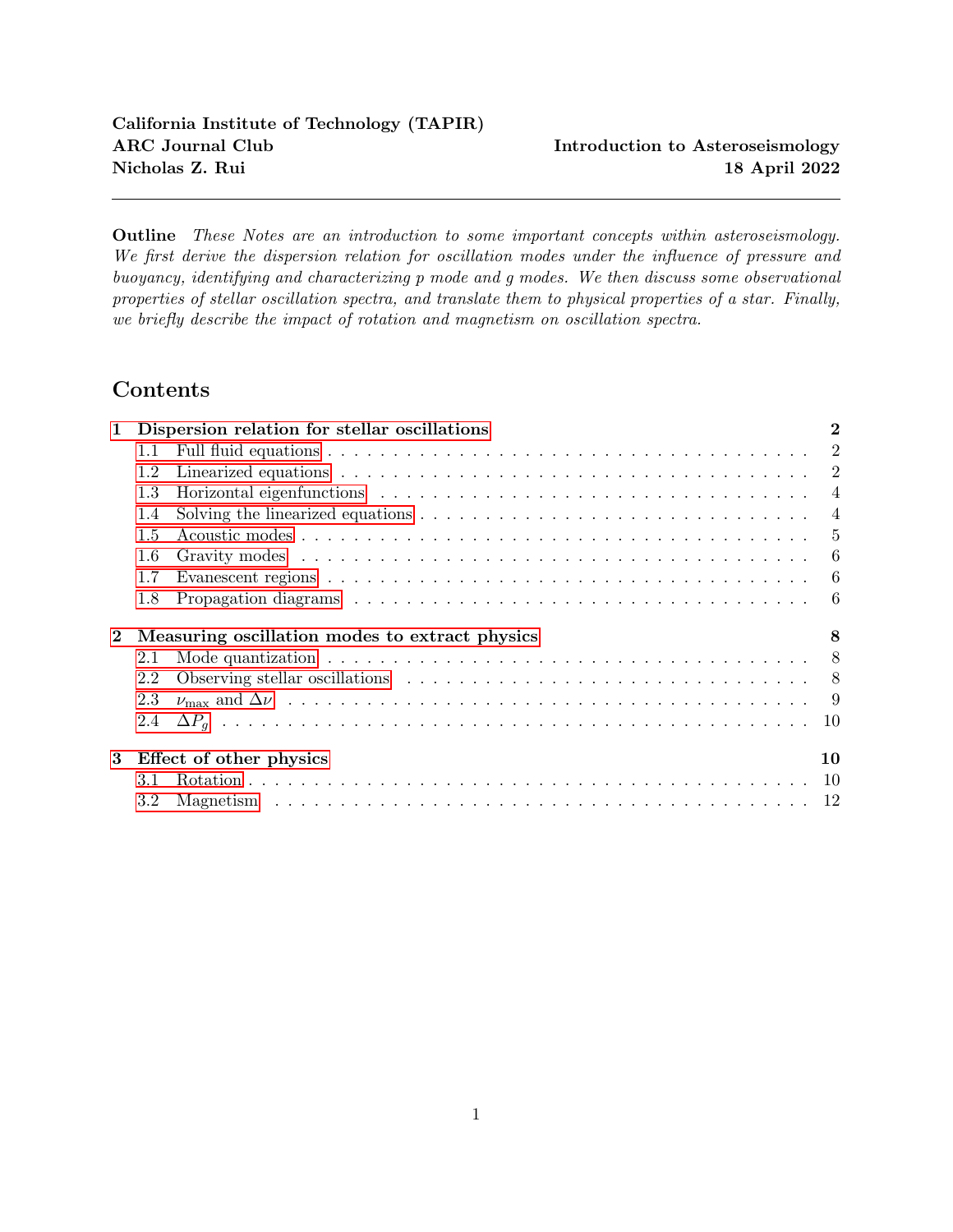California Institute of Technology (TAPIR)
ARC Journal Club
Nicholas Z. Rui

Introduction to Asteroseismology
18 April 2022

---

**Outline** *These Notes are an introduction to some important concepts within asteroseismology. We first derive the dispersion relation for oscillation modes under the influence of pressure and buoyancy, identifying and characterizing p mode and g modes. We then discuss some observational properties of stellar oscillation spectra, and translate them to physical properties of a star. Finally, we briefly describe the impact of rotation and magnetism on oscillation spectra.*

## Contents

**1 Dispersion relation for stellar oscillations** — 2
- 1.1 Full fluid equations — 2
- 1.2 Linearized equations — 2
- 1.3 Horizontal eigenfunctions — 4
- 1.4 Solving the linearized equations — 4
- 1.5 Acoustic modes — 5
- 1.6 Gravity modes — 6
- 1.7 Evanescent regions — 6
- 1.8 Propagation diagrams — 6

**2 Measuring oscillation modes to extract physics** — 8
- 2.1 Mode quantization — 8
- 2.2 Observing stellar oscillations — 8
- 2.3 $\nu_{\max}$ and $\Delta\nu$ — 9
- 2.4 $\Delta P_g$ — 10

**3 Effect of other physics** — 10
- 3.1 Rotation — 10
- 3.2 Magnetism — 12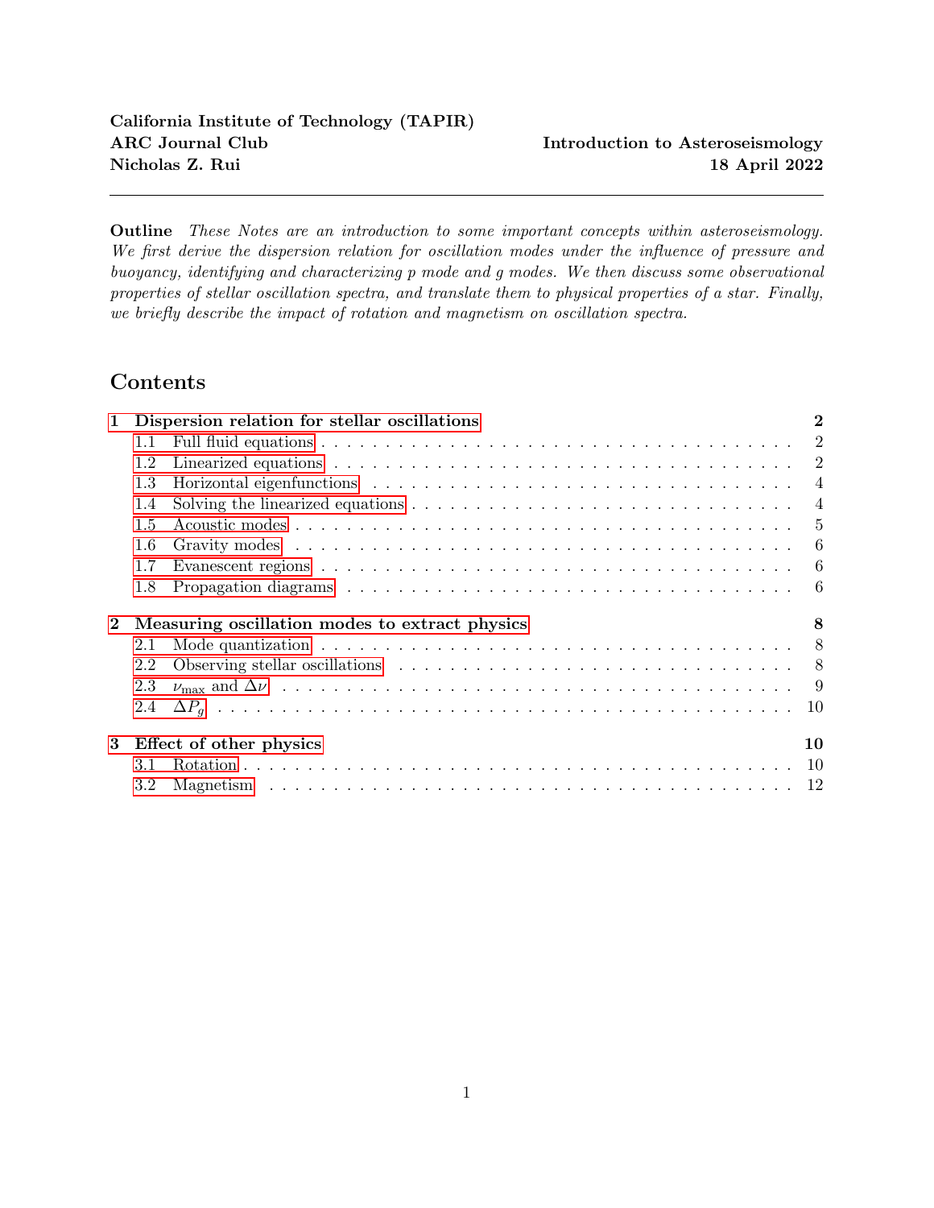California Institute of Technology (TAPIR)
ARC Journal Club
Nicholas Z. Rui

Introduction to Asteroseismology
18 April 2022

---

**Outline** *These Notes are an introduction to some important concepts within asteroseismology. We first derive the dispersion relation for oscillation modes under the influence of pressure and buoyancy, identifying and characterizing p mode and g modes. We then discuss some observational properties of stellar oscillation spectra, and translate them to physical properties of a star. Finally, we briefly describe the impact of rotation and magnetism on oscillation spectra.*

## Contents

**1 Dispersion relation for stellar oscillations** — **2**
- 1.1 Full fluid equations — 2
- 1.2 Linearized equations — 2
- 1.3 Horizontal eigenfunctions — 4
- 1.4 Solving the linearized equations — 4
- 1.5 Acoustic modes — 5
- 1.6 Gravity modes — 6
- 1.7 Evanescent regions — 6
- 1.8 Propagation diagrams — 6

**2 Measuring oscillation modes to extract physics** — **8**
- 2.1 Mode quantization — 8
- 2.2 Observing stellar oscillations — 8
- 2.3 $\nu_{\max}$ and $\Delta\nu$ — 9
- 2.4 $\Delta P_g$ — 10

**3 Effect of other physics** — **10**
- 3.1 Rotation — 10
- 3.2 Magnetism — 12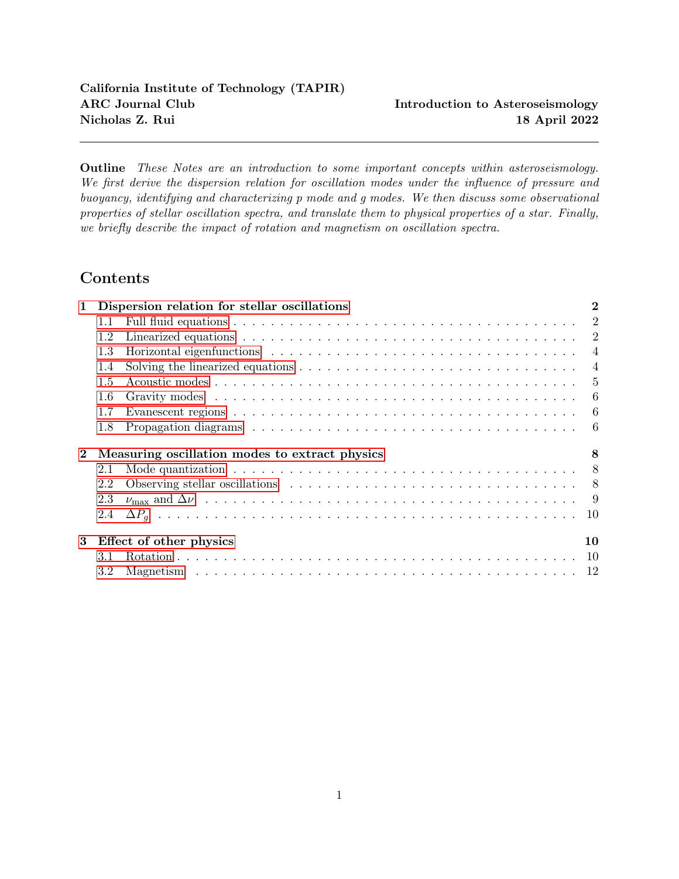California Institute of Technology (TAPIR)
ARC Journal Club
Nicholas Z. Rui

Introduction to Asteroseismology
18 April 2022

---

**Outline** *These Notes are an introduction to some important concepts within asteroseismology. We first derive the dispersion relation for oscillation modes under the influence of pressure and buoyancy, identifying and characterizing p mode and g modes. We then discuss some observational properties of stellar oscillation spectra, and translate them to physical properties of a star. Finally, we briefly describe the impact of rotation and magnetism on oscillation spectra.*

# Contents

- **1 Dispersion relation for stellar oscillations** — 2
  - 1.1 Full fluid equations — 2
  - 1.2 Linearized equations — 2
  - 1.3 Horizontal eigenfunctions — 4
  - 1.4 Solving the linearized equations — 4
  - 1.5 Acoustic modes — 5
  - 1.6 Gravity modes — 6
  - 1.7 Evanescent regions — 6
  - 1.8 Propagation diagrams — 6
- **2 Measuring oscillation modes to extract physics** — 8
  - 2.1 Mode quantization — 8
  - 2.2 Observing stellar oscillations — 8
  - 2.3 $\nu_{\text{max}}$ and $\Delta\nu$ — 9
  - 2.4 $\Delta P_g$ — 10
- **3 Effect of other physics** — 10
  - 3.1 Rotation — 10
  - 3.2 Magnetism — 12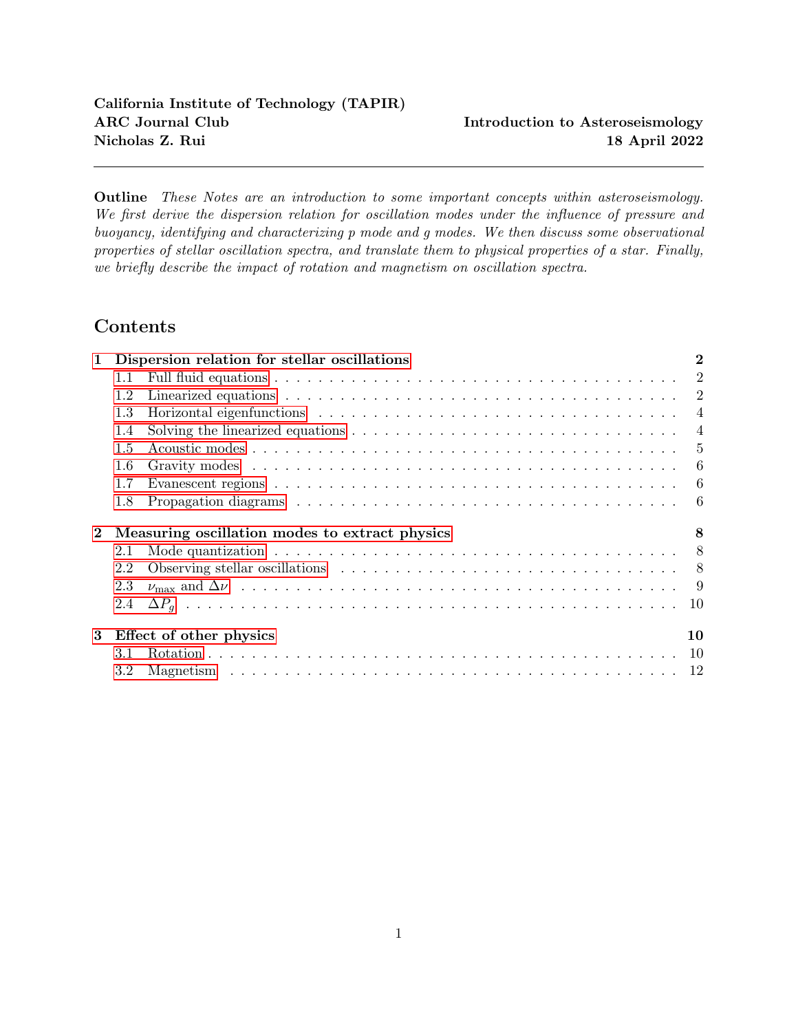California Institute of Technology (TAPIR)
ARC Journal Club
Nicholas Z. Rui

Introduction to Asteroseismology
18 April 2022

---

**Outline** *These Notes are an introduction to some important concepts within asteroseismology. We first derive the dispersion relation for oscillation modes under the influence of pressure and buoyancy, identifying and characterizing p mode and g modes. We then discuss some observational properties of stellar oscillation spectra, and translate them to physical properties of a star. Finally, we briefly describe the impact of rotation and magnetism on oscillation spectra.*

# Contents

- **1 Dispersion relation for stellar oscillations** — 2
  - 1.1 Full fluid equations — 2
  - 1.2 Linearized equations — 2
  - 1.3 Horizontal eigenfunctions — 4
  - 1.4 Solving the linearized equations — 4
  - 1.5 Acoustic modes — 5
  - 1.6 Gravity modes — 6
  - 1.7 Evanescent regions — 6
  - 1.8 Propagation diagrams — 6
- **2 Measuring oscillation modes to extract physics** — 8
  - 2.1 Mode quantization — 8
  - 2.2 Observing stellar oscillations — 8
  - 2.3 $\nu_{\text{max}}$ and $\Delta\nu$ — 9
  - 2.4 $\Delta P_g$ — 10
- **3 Effect of other physics** — 10
  - 3.1 Rotation — 10
  - 3.2 Magnetism — 12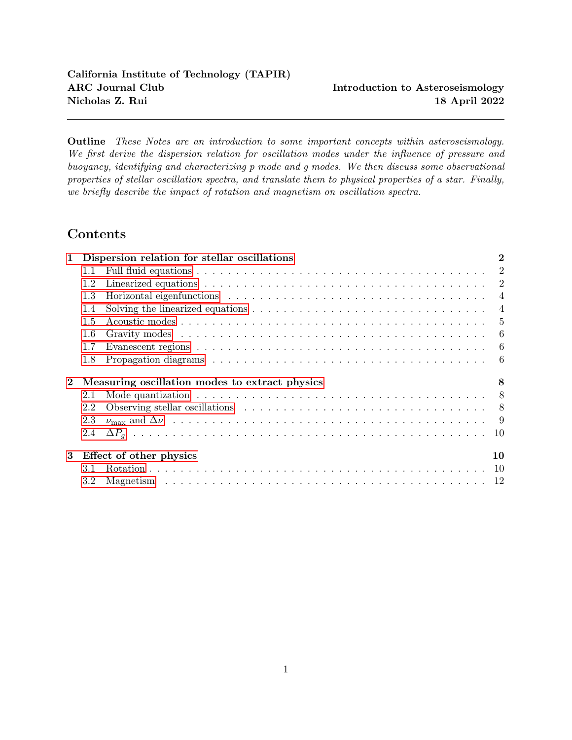California Institute of Technology (TAPIR)
ARC Journal Club
Nicholas Z. Rui

Introduction to Asteroseismology
18 April 2022

---

**Outline** *These Notes are an introduction to some important concepts within asteroseismology. We first derive the dispersion relation for oscillation modes under the influence of pressure and buoyancy, identifying and characterizing p mode and g modes. We then discuss some observational properties of stellar oscillation spectra, and translate them to physical properties of a star. Finally, we briefly describe the impact of rotation and magnetism on oscillation spectra.*

## Contents

- **1 Dispersion relation for stellar oscillations** — 2
  - 1.1 Full fluid equations — 2
  - 1.2 Linearized equations — 2
  - 1.3 Horizontal eigenfunctions — 4
  - 1.4 Solving the linearized equations — 4
  - 1.5 Acoustic modes — 5
  - 1.6 Gravity modes — 6
  - 1.7 Evanescent regions — 6
  - 1.8 Propagation diagrams — 6
- **2 Measuring oscillation modes to extract physics** — 8
  - 2.1 Mode quantization — 8
  - 2.2 Observing stellar oscillations — 8
  - 2.3 $\nu_{\max}$ and $\Delta\nu$ — 9
  - 2.4 $\Delta P_g$ — 10
- **3 Effect of other physics** — 10
  - 3.1 Rotation — 10
  - 3.2 Magnetism — 12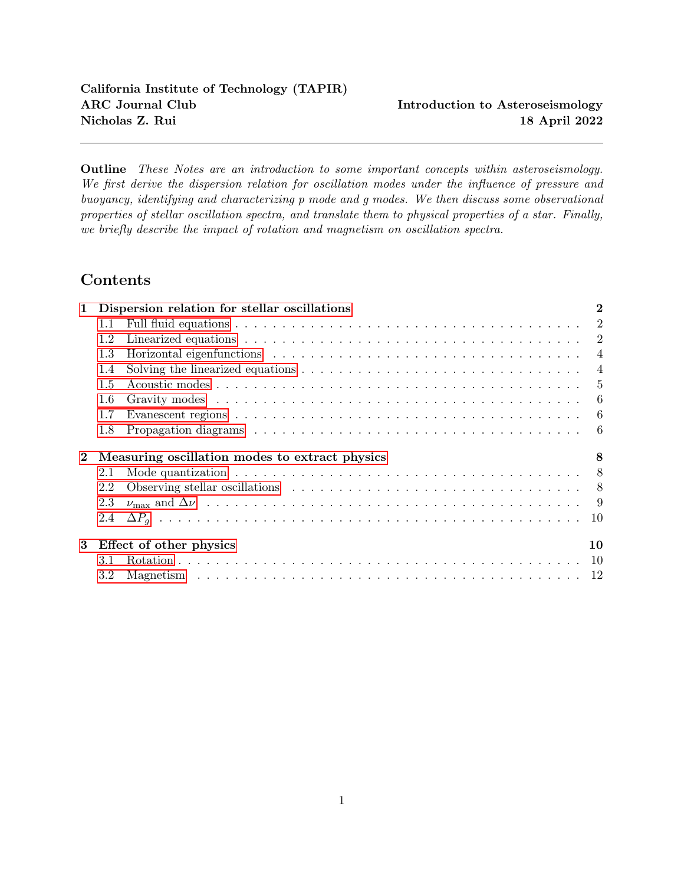**California Institute of Technology (TAPIR)**
**ARC Journal Club** — **Introduction to Asteroseismology**
**Nicholas Z. Rui** — **18 April 2022**

---

**Outline** *These Notes are an introduction to some important concepts within asteroseismology. We first derive the dispersion relation for oscillation modes under the influence of pressure and buoyancy, identifying and characterizing p mode and g modes. We then discuss some observational properties of stellar oscillation spectra, and translate them to physical properties of a star. Finally, we briefly describe the impact of rotation and magnetism on oscillation spectra.*

## Contents

**1 Dispersion relation for stellar oscillations** — **2**
- 1.1 Full fluid equations — 2
- 1.2 Linearized equations — 2
- 1.3 Horizontal eigenfunctions — 4
- 1.4 Solving the linearized equations — 4
- 1.5 Acoustic modes — 5
- 1.6 Gravity modes — 6
- 1.7 Evanescent regions — 6
- 1.8 Propagation diagrams — 6

**2 Measuring oscillation modes to extract physics** — **8**
- 2.1 Mode quantization — 8
- 2.2 Observing stellar oscillations — 8
- 2.3 $\nu_{\max}$ and $\Delta\nu$ — 9
- 2.4 $\Delta P_g$ — 10

**3 Effect of other physics** — **10**
- 3.1 Rotation — 10
- 3.2 Magnetism — 12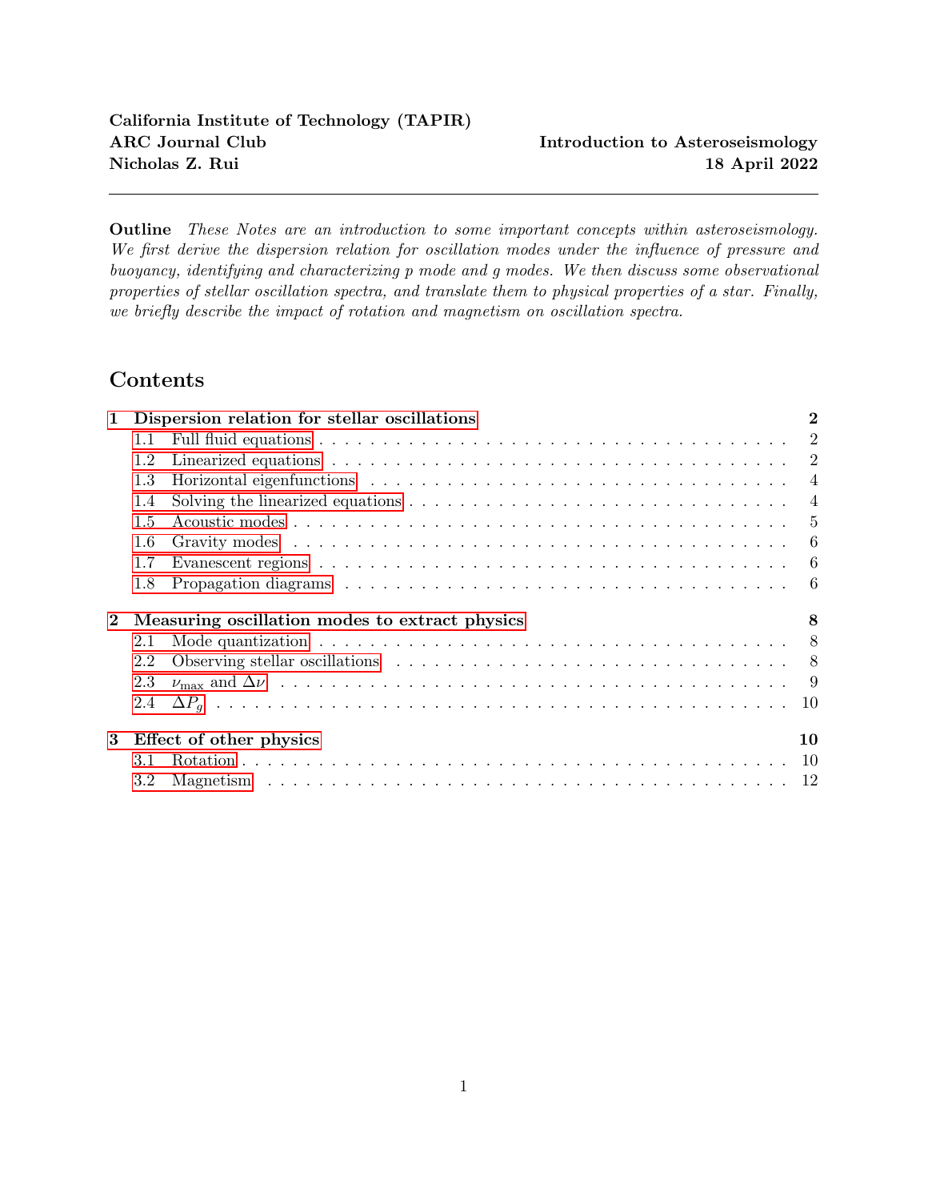**California Institute of Technology (TAPIR)**
**ARC Journal Club** — **Introduction to Asteroseismology**
**Nicholas Z. Rui** — **18 April 2022**

---

**Outline** *These Notes are an introduction to some important concepts within asteroseismology. We first derive the dispersion relation for oscillation modes under the influence of pressure and buoyancy, identifying and characterizing p mode and g modes. We then discuss some observational properties of stellar oscillation spectra, and translate them to physical properties of a star. Finally, we briefly describe the impact of rotation and magnetism on oscillation spectra.*

# Contents

- **1 Dispersion relation for stellar oscillations** — 2
  - 1.1 Full fluid equations — 2
  - 1.2 Linearized equations — 2
  - 1.3 Horizontal eigenfunctions — 4
  - 1.4 Solving the linearized equations — 4
  - 1.5 Acoustic modes — 5
  - 1.6 Gravity modes — 6
  - 1.7 Evanescent regions — 6
  - 1.8 Propagation diagrams — 6
- **2 Measuring oscillation modes to extract physics** — 8
  - 2.1 Mode quantization — 8
  - 2.2 Observing stellar oscillations — 8
  - 2.3 $\nu_{\max}$ and $\Delta\nu$ — 9
  - 2.4 $\Delta P_g$ — 10
- **3 Effect of other physics** — 10
  - 3.1 Rotation — 10
  - 3.2 Magnetism — 12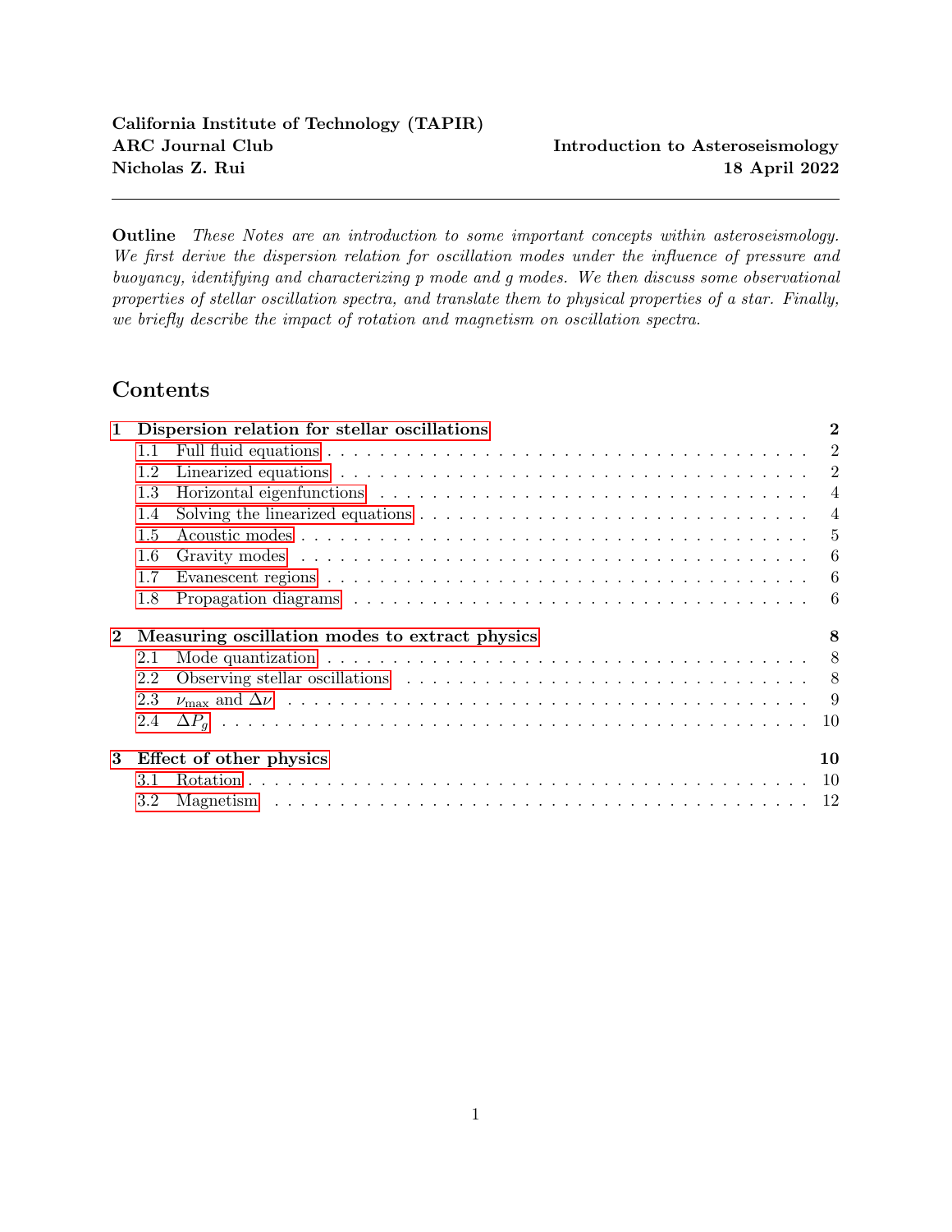California Institute of Technology (TAPIR)
ARC Journal Club
Nicholas Z. Rui

Introduction to Asteroseismology
18 April 2022

---

**Outline** *These Notes are an introduction to some important concepts within asteroseismology. We first derive the dispersion relation for oscillation modes under the influence of pressure and buoyancy, identifying and characterizing p mode and g modes. We then discuss some observational properties of stellar oscillation spectra, and translate them to physical properties of a star. Finally, we briefly describe the impact of rotation and magnetism on oscillation spectra.*

## Contents

- **1 Dispersion relation for stellar oscillations** — **2**
  - 1.1 Full fluid equations — 2
  - 1.2 Linearized equations — 2
  - 1.3 Horizontal eigenfunctions — 4
  - 1.4 Solving the linearized equations — 4
  - 1.5 Acoustic modes — 5
  - 1.6 Gravity modes — 6
  - 1.7 Evanescent regions — 6
  - 1.8 Propagation diagrams — 6
- **2 Measuring oscillation modes to extract physics** — **8**
  - 2.1 Mode quantization — 8
  - 2.2 Observing stellar oscillations — 8
  - 2.3 $\nu_{\max}$ and $\Delta\nu$ — 9
  - 2.4 $\Delta P_g$ — 10
- **3 Effect of other physics** — **10**
  - 3.1 Rotation — 10
  - 3.2 Magnetism — 12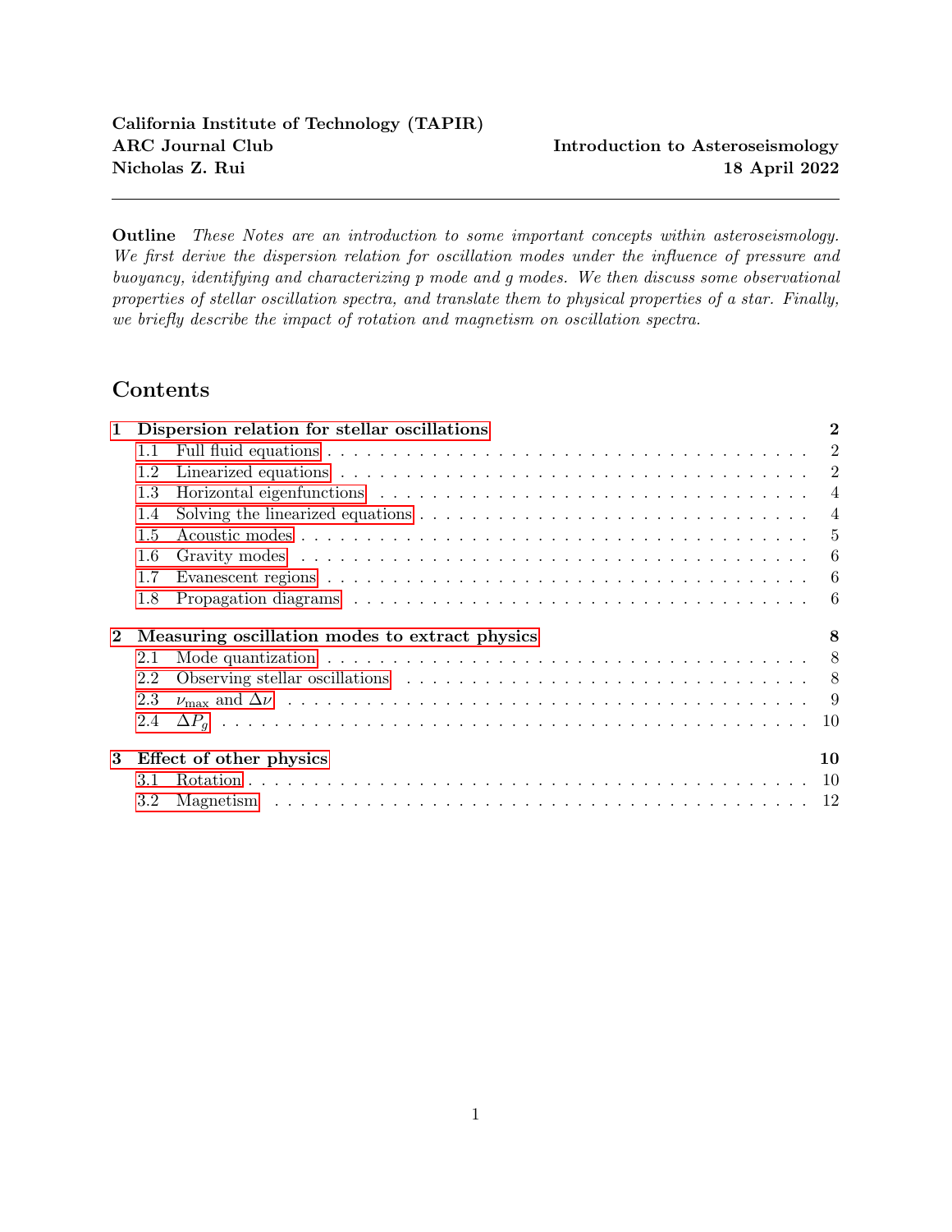California Institute of Technology (TAPIR)
ARC Journal Club
Nicholas Z. Rui

Introduction to Asteroseismology
18 April 2022

---

**Outline** *These Notes are an introduction to some important concepts within asteroseismology. We first derive the dispersion relation for oscillation modes under the influence of pressure and buoyancy, identifying and characterizing p mode and g modes. We then discuss some observational properties of stellar oscillation spectra, and translate them to physical properties of a star. Finally, we briefly describe the impact of rotation and magnetism on oscillation spectra.*

## Contents

**1 Dispersion relation for stellar oscillations** — **2**
- 1.1 Full fluid equations — 2
- 1.2 Linearized equations — 2
- 1.3 Horizontal eigenfunctions — 4
- 1.4 Solving the linearized equations — 4
- 1.5 Acoustic modes — 5
- 1.6 Gravity modes — 6
- 1.7 Evanescent regions — 6
- 1.8 Propagation diagrams — 6

**2 Measuring oscillation modes to extract physics** — **8**
- 2.1 Mode quantization — 8
- 2.2 Observing stellar oscillations — 8
- 2.3 $\nu_{\max}$ and $\Delta\nu$ — 9
- 2.4 $\Delta P_g$ — 10

**3 Effect of other physics** — **10**
- 3.1 Rotation — 10
- 3.2 Magnetism — 12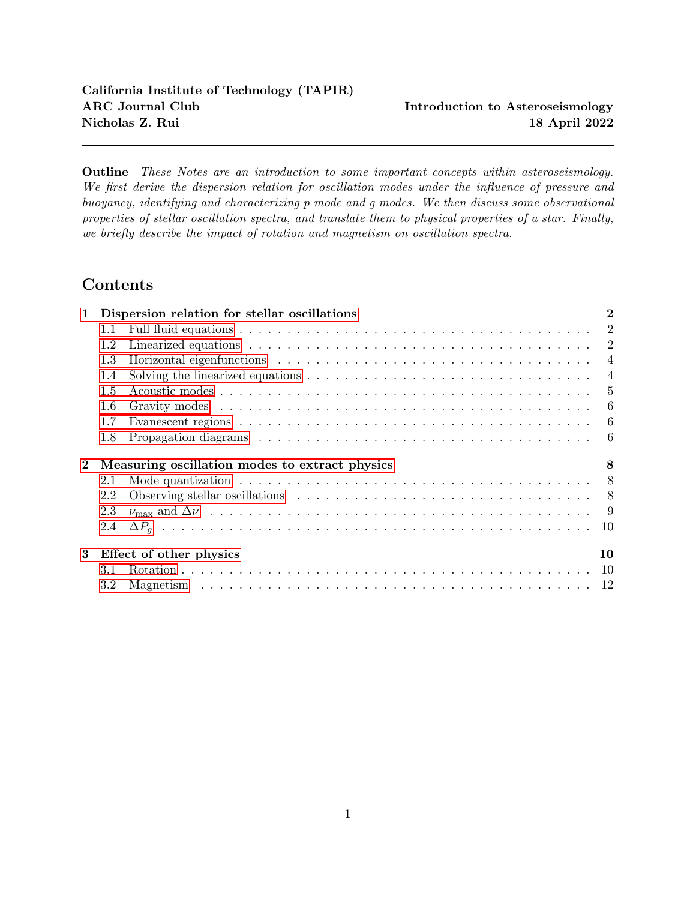California Institute of Technology (TAPIR)
ARC Journal Club — Introduction to Asteroseismology
Nicholas Z. Rui — 18 April 2022

---

**Outline** *These Notes are an introduction to some important concepts within asteroseismology. We first derive the dispersion relation for oscillation modes under the influence of pressure and buoyancy, identifying and characterizing p mode and g modes. We then discuss some observational properties of stellar oscillation spectra, and translate them to physical properties of a star. Finally, we briefly describe the impact of rotation and magnetism on oscillation spectra.*

# Contents

- **1 Dispersion relation for stellar oscillations** — 2
  - 1.1 Full fluid equations — 2
  - 1.2 Linearized equations — 2
  - 1.3 Horizontal eigenfunctions — 4
  - 1.4 Solving the linearized equations — 4
  - 1.5 Acoustic modes — 5
  - 1.6 Gravity modes — 6
  - 1.7 Evanescent regions — 6
  - 1.8 Propagation diagrams — 6
- **2 Measuring oscillation modes to extract physics** — 8
  - 2.1 Mode quantization — 8
  - 2.2 Observing stellar oscillations — 8
  - 2.3 $\nu_{\mathrm{max}}$ and $\Delta\nu$ — 9
  - 2.4 $\Delta P_g$ — 10
- **3 Effect of other physics** — 10
  - 3.1 Rotation — 10
  - 3.2 Magnetism — 12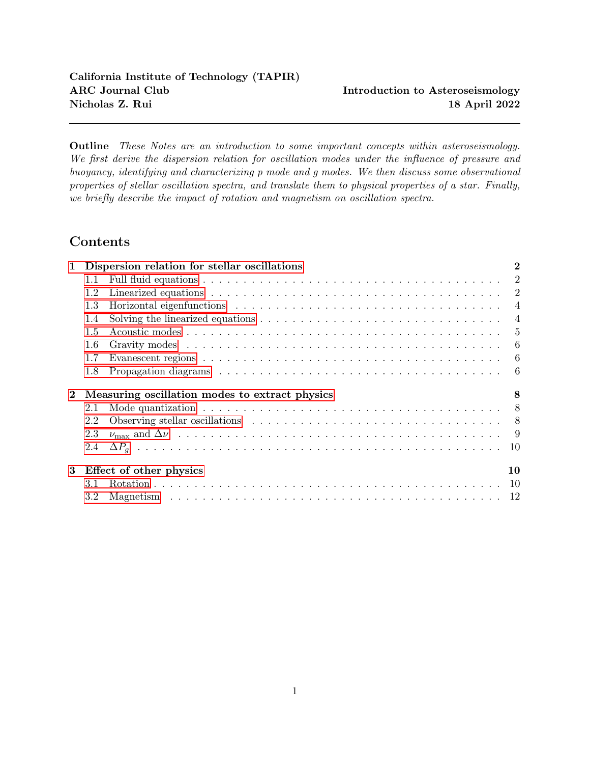California Institute of Technology (TAPIR)
ARC Journal Club
Nicholas Z. Rui

Introduction to Asteroseismology
18 April 2022

---

**Outline** *These Notes are an introduction to some important concepts within asteroseismology. We first derive the dispersion relation for oscillation modes under the influence of pressure and buoyancy, identifying and characterizing p mode and g modes. We then discuss some observational properties of stellar oscillation spectra, and translate them to physical properties of a star. Finally, we briefly describe the impact of rotation and magnetism on oscillation spectra.*

## Contents

**1 Dispersion relation for stellar oscillations** . . . **2**
- 1.1 Full fluid equations . . . 2
- 1.2 Linearized equations . . . 2
- 1.3 Horizontal eigenfunctions . . . 4
- 1.4 Solving the linearized equations . . . 4
- 1.5 Acoustic modes . . . 5
- 1.6 Gravity modes . . . 6
- 1.7 Evanescent regions . . . 6
- 1.8 Propagation diagrams . . . 6

**2 Measuring oscillation modes to extract physics** . . . **8**
- 2.1 Mode quantization . . . 8
- 2.2 Observing stellar oscillations . . . 8
- 2.3 $\nu_{\max}$ and $\Delta\nu$ . . . 9
- 2.4 $\Delta P_g$ . . . 10

**3 Effect of other physics** . . . **10**
- 3.1 Rotation . . . 10
- 3.2 Magnetism . . . 12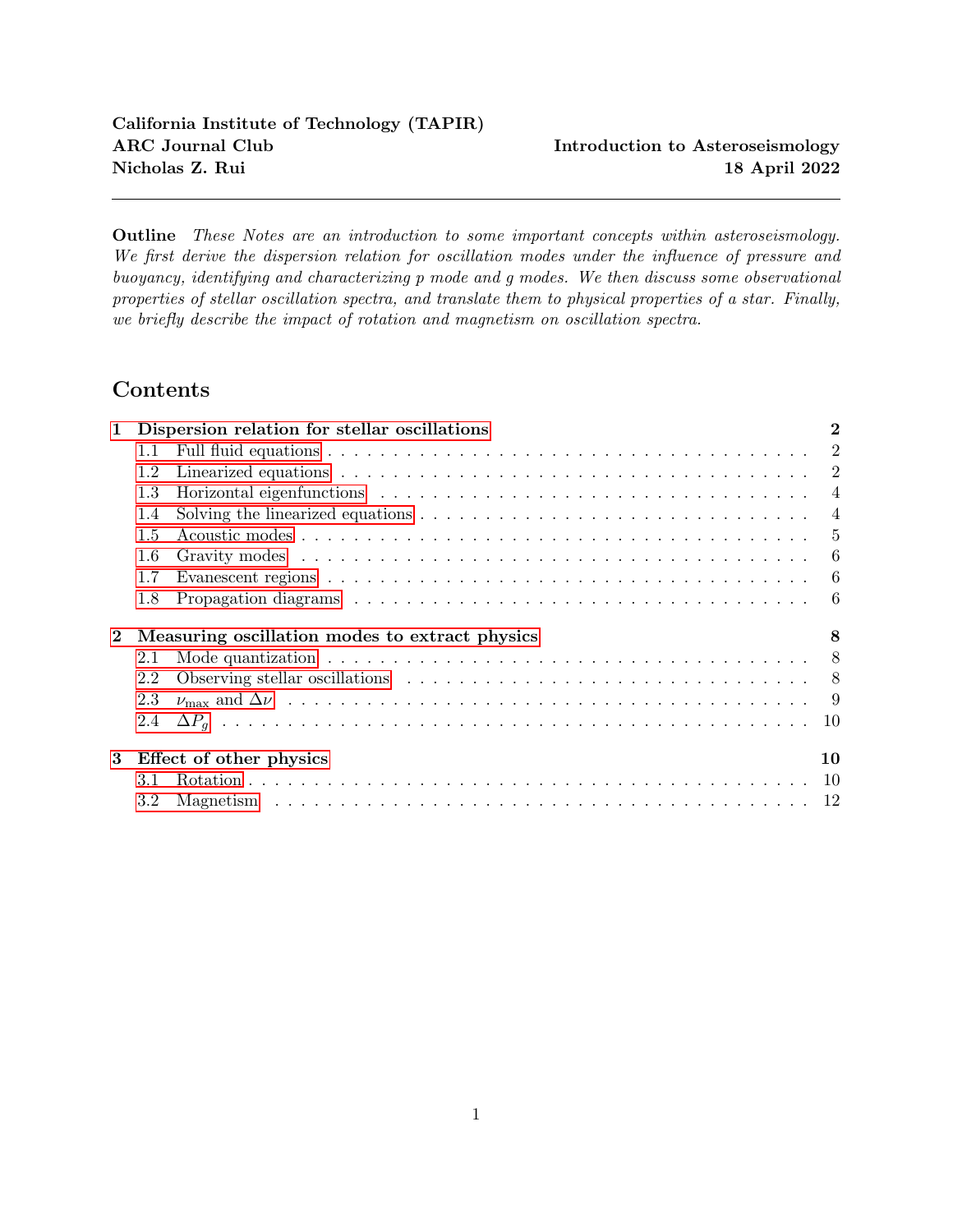**California Institute of Technology (TAPIR)**
**ARC Journal Club** — **Introduction to Asteroseismology**
**Nicholas Z. Rui** — **18 April 2022**

---

**Outline** *These Notes are an introduction to some important concepts within asteroseismology. We first derive the dispersion relation for oscillation modes under the influence of pressure and buoyancy, identifying and characterizing p mode and g modes. We then discuss some observational properties of stellar oscillation spectra, and translate them to physical properties of a star. Finally, we briefly describe the impact of rotation and magnetism on oscillation spectra.*

# Contents

**1 Dispersion relation for stellar oscillations** . . . **2**
- 1.1 Full fluid equations . . . 2
- 1.2 Linearized equations . . . 2
- 1.3 Horizontal eigenfunctions . . . 4
- 1.4 Solving the linearized equations . . . 4
- 1.5 Acoustic modes . . . 5
- 1.6 Gravity modes . . . 6
- 1.7 Evanescent regions . . . 6
- 1.8 Propagation diagrams . . . 6

**2 Measuring oscillation modes to extract physics** . . . **8**
- 2.1 Mode quantization . . . 8
- 2.2 Observing stellar oscillations . . . 8
- 2.3 $\nu_{\max}$ and $\Delta\nu$ . . . 9
- 2.4 $\Delta P_g$ . . . 10

**3 Effect of other physics** . . . **10**
- 3.1 Rotation . . . 10
- 3.2 Magnetism . . . 12